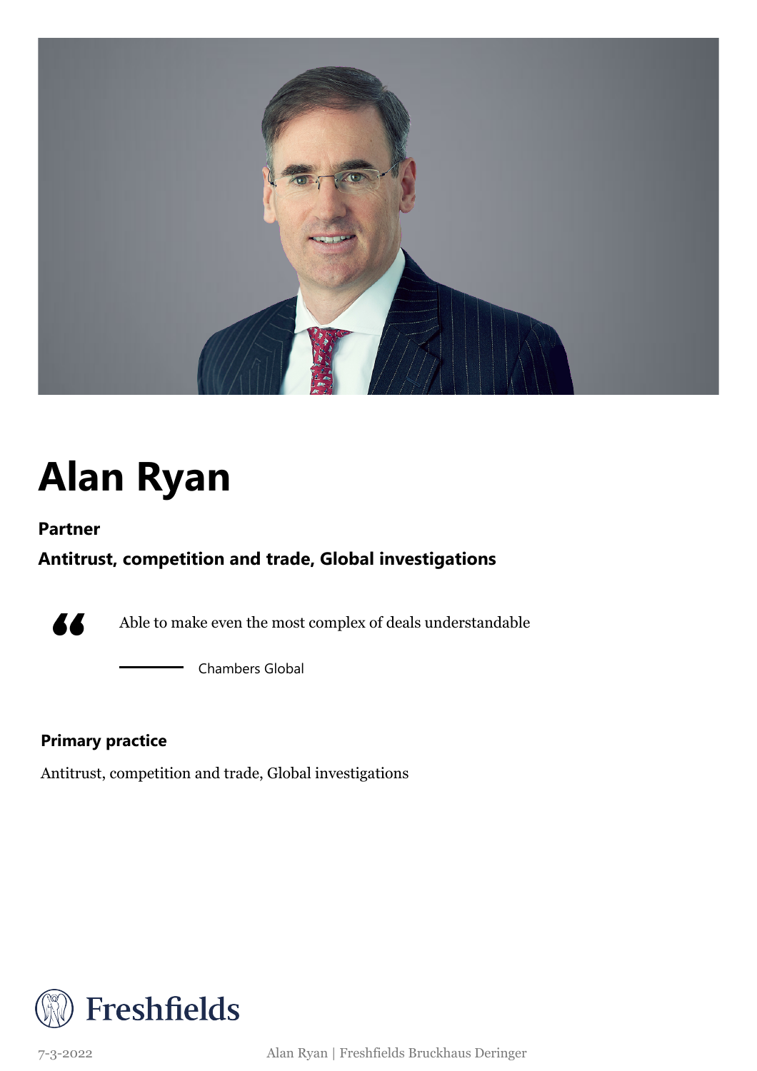# Alan Ryan

**Partner**

**Antitrust, competition and trade, Global investigations**

> Able to make even the most complex of deals understandable
>
> — Chambers Global

**Primary practice**

Antitrust, competition and trade, Global investigations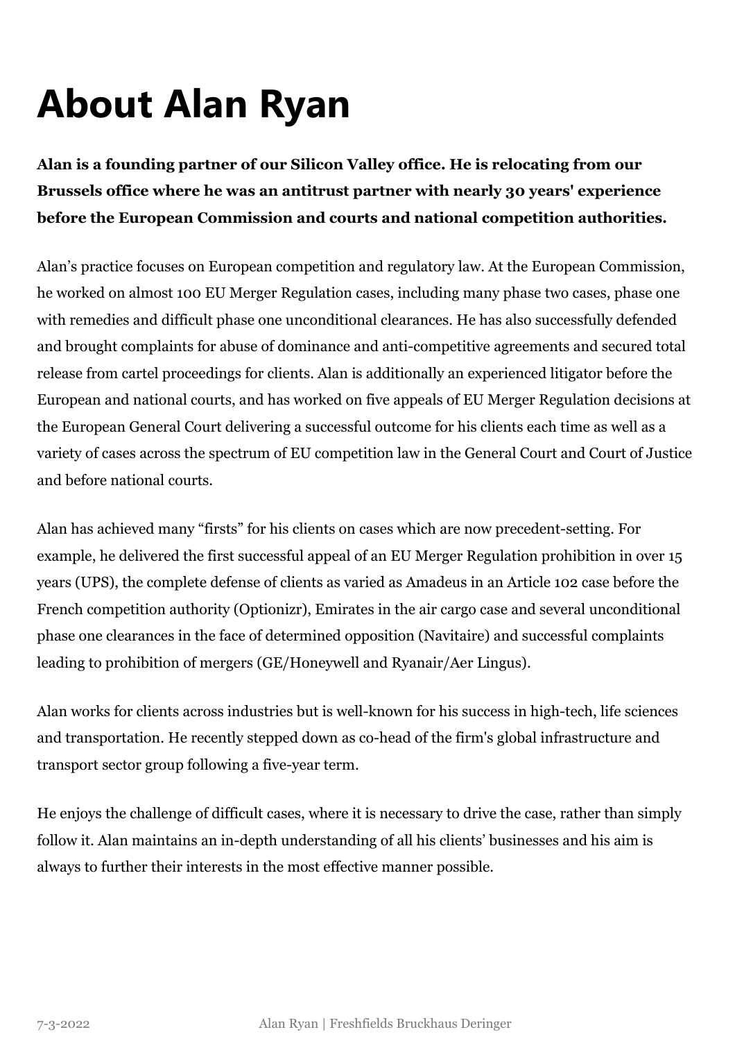# About Alan Ryan

**Alan is a founding partner of our Silicon Valley office. He is relocating from our Brussels office where he was an antitrust partner with nearly 30 years' experience before the European Commission and courts and national competition authorities.**

Alan's practice focuses on European competition and regulatory law. At the European Commission, he worked on almost 100 EU Merger Regulation cases, including many phase two cases, phase one with remedies and difficult phase one unconditional clearances. He has also successfully defended and brought complaints for abuse of dominance and anti-competitive agreements and secured total release from cartel proceedings for clients. Alan is additionally an experienced litigator before the European and national courts, and has worked on five appeals of EU Merger Regulation decisions at the European General Court delivering a successful outcome for his clients each time as well as a variety of cases across the spectrum of EU competition law in the General Court and Court of Justice and before national courts.

Alan has achieved many "firsts" for his clients on cases which are now precedent-setting. For example, he delivered the first successful appeal of an EU Merger Regulation prohibition in over 15 years (UPS), the complete defense of clients as varied as Amadeus in an Article 102 case before the French competition authority (Optionizr), Emirates in the air cargo case and several unconditional phase one clearances in the face of determined opposition (Navitaire) and successful complaints leading to prohibition of mergers (GE/Honeywell and Ryanair/Aer Lingus).

Alan works for clients across industries but is well-known for his success in high-tech, life sciences and transportation. He recently stepped down as co-head of the firm's global infrastructure and transport sector group following a five-year term.

He enjoys the challenge of difficult cases, where it is necessary to drive the case, rather than simply follow it. Alan maintains an in-depth understanding of all his clients' businesses and his aim is always to further their interests in the most effective manner possible.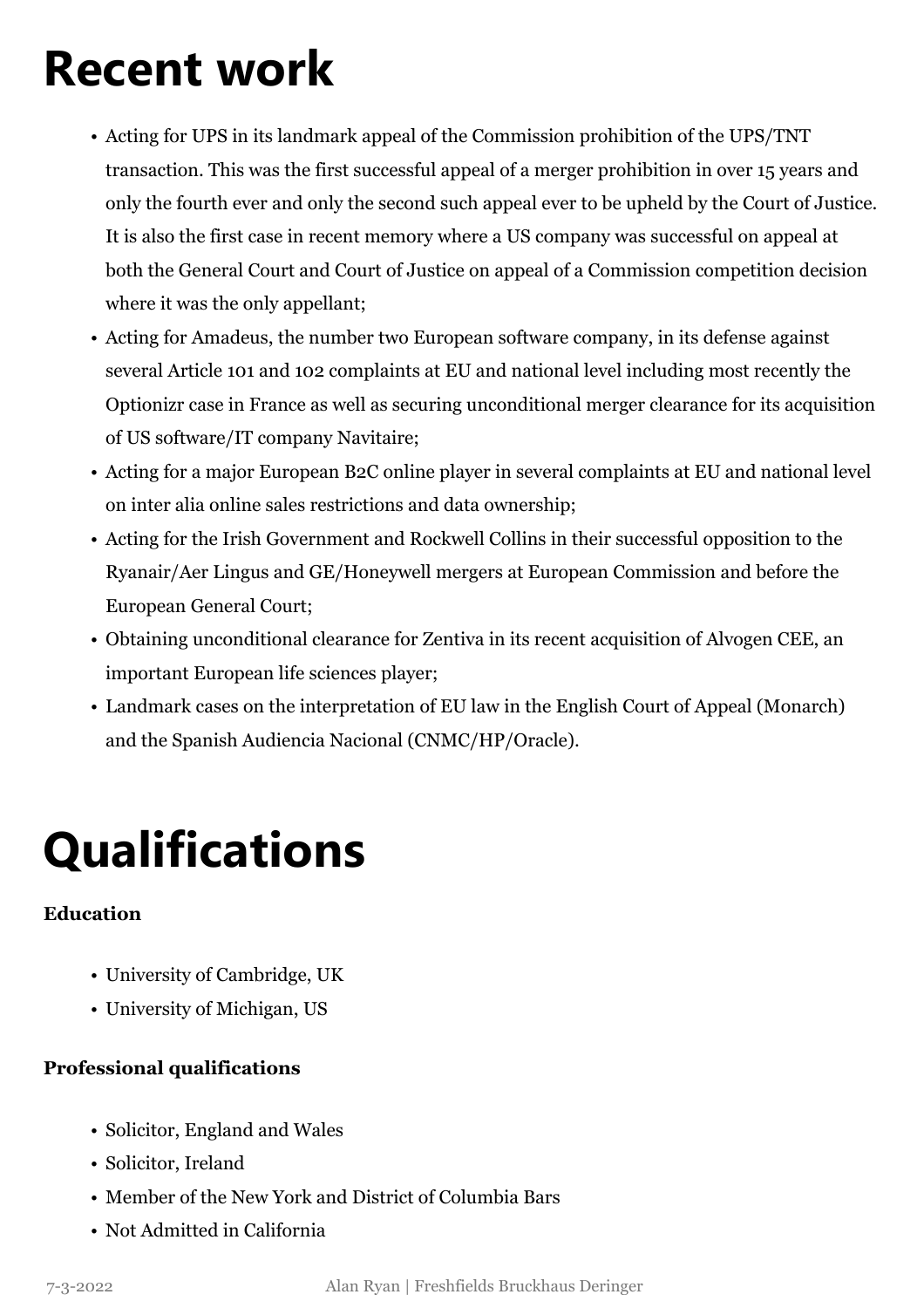# Recent work

- Acting for UPS in its landmark appeal of the Commission prohibition of the UPS/TNT transaction. This was the first successful appeal of a merger prohibition in over 15 years and only the fourth ever and only the second such appeal ever to be upheld by the Court of Justice. It is also the first case in recent memory where a US company was successful on appeal at both the General Court and Court of Justice on appeal of a Commission competition decision where it was the only appellant;
- Acting for Amadeus, the number two European software company, in its defense against several Article 101 and 102 complaints at EU and national level including most recently the Optionizr case in France as well as securing unconditional merger clearance for its acquisition of US software/IT company Navitaire;
- Acting for a major European B2C online player in several complaints at EU and national level on inter alia online sales restrictions and data ownership;
- Acting for the Irish Government and Rockwell Collins in their successful opposition to the Ryanair/Aer Lingus and GE/Honeywell mergers at European Commission and before the European General Court;
- Obtaining unconditional clearance for Zentiva in its recent acquisition of Alvogen CEE, an important European life sciences player;
- Landmark cases on the interpretation of EU law in the English Court of Appeal (Monarch) and the Spanish Audiencia Nacional (CNMC/HP/Oracle).

# Qualifications

**Education**

- University of Cambridge, UK
- University of Michigan, US

**Professional qualifications**

- Solicitor, England and Wales
- Solicitor, Ireland
- Member of the New York and District of Columbia Bars
- Not Admitted in California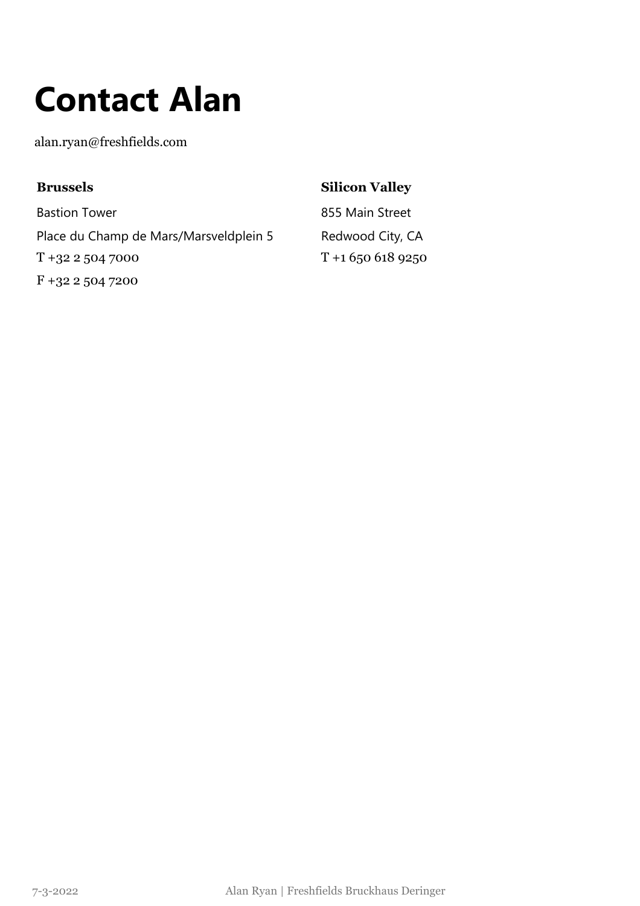# Contact Alan

alan.ryan@freshfields.com

**Brussels**

Bastion Tower

Place du Champ de Mars/Marsveldplein 5

T +32 2 504 7000

F +32 2 504 7200

**Silicon Valley**

855 Main Street

Redwood City, CA

T +1 650 618 9250